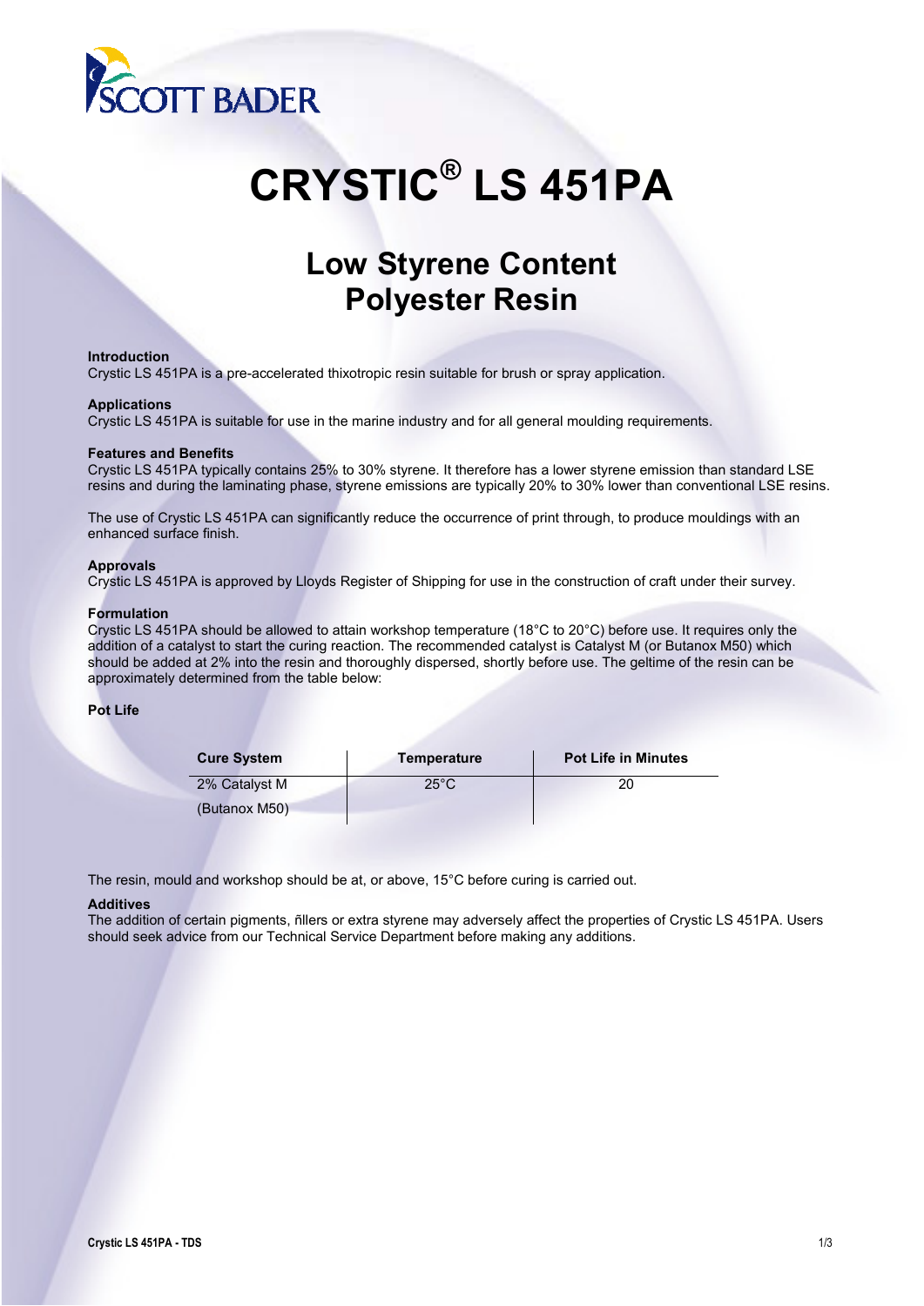# CRYSTIC® LS 451PA

## Low Style Content Polyester Resin

### Introduction

Crystic LS 451PA is a pre-accelerated thixotropic resin suitable for brush or spray application.

### Applications

Crystic LS 451PA is suitable for use in the marine industry and for all general moulding requirements.

### Features and Benefits

Crystic LS 451PA typically contains 25% to 30% styrene. It therefore has a lower styrene emission than standard LSE resins and during the laminating phase, styrene emissions are typically 20% to 30% lower than conventional LSE resins.

The use of Crystic LS 451PA can significantly reduce the occurrence of print through, to produce mouldings with an enhanced surface finish.

### Approvals

Crystic LS 451PA is approved by Lloyds Register of Shipping for use in the construction of craft under their survey.

### Formulation

Crystic LS 451PA should be allowed to attain workshop temperature (18°C to 20°C) before use. It requires only the addition of a catalyst to start the curing reaction. The recommended catalyst is Catalyst M (or Butanox M50) which should be added at 2% into the resin and thoroughly dispersed, shortly before use. The geltime of the resin can be approximately determined from the table below:

### Pot Life

| Cure System | Temperature | Pot Life in Minutes |
|---|---|---|
| 2% Catalyst M (Butanox M50) | 25°C | 20 |

The resin, mould and workshop should be at, or above, 15°C before curing is carried out.

### Additives

The addition of certain pigments, fillers or extra styrene may adversely affect the properties of Crystic LS 451PA. Users should seek advice from our Technical Service Department before making any additions.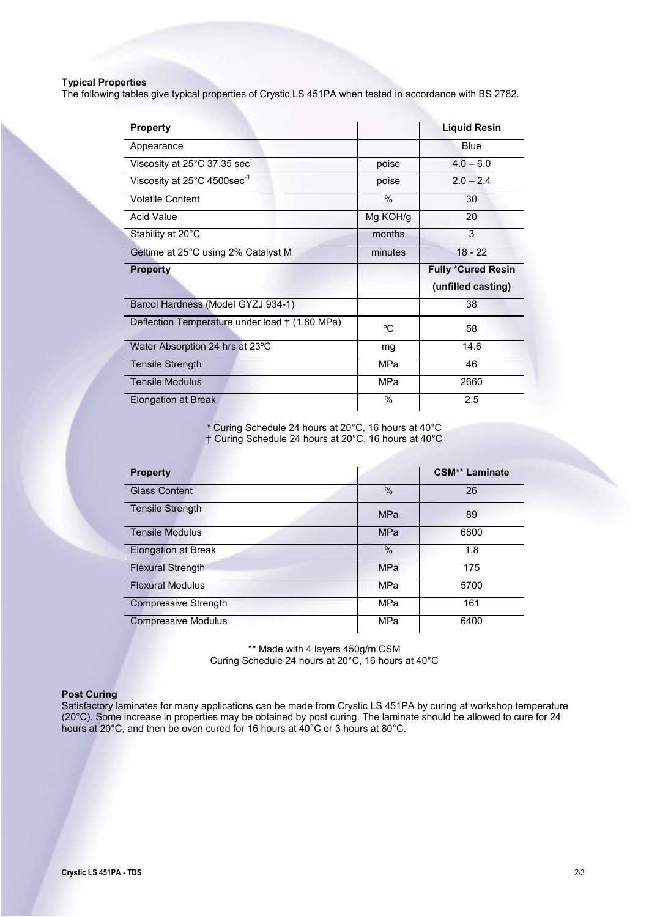**Typical Properties**

The following tables give typical properties of Crystic LS 451PA when tested in accordance with BS 2782.

| Property | | Liquid Resin |
|---|---|---|
| Appearance | | Blue |
| Viscosity at 25°C 37.35 $sec^{-1}$ | poise | 4.0 – 6.0 |
| Viscosity at 25°C 4500$sec^{-1}$ | poise | 2.0 – 2.4 |
| Volatile Content | % | 30 |
| Acid Value | Mg KOH/g | 20 |
| Stability at 20°C | months | 3 |
| Geltime at 25°C using 2% Catalyst M | minutes | 18 - 22 |
| **Property** | | **Fully *Cured Resin (unfilled casting)** |
| Barcol Hardness (Model GYZJ 934-1) | | 38 |
| Deflection Temperature under load † (1.80 MPa) | ºC | 58 |
| Water Absorption 24 hrs at 23ºC | mg | 14.6 |
| Tensile Strength | MPa | 46 |
| Tensile Modulus | MPa | 2660 |
| Elongation at Break | % | 2.5 |

\* Curing Schedule 24 hours at 20°C, 16 hours at 40°C
† Curing Schedule 24 hours at 20°C, 16 hours at 40°C

| Property | | CSM** Laminate |
|---|---|---|
| Glass Content | % | 26 |
| Tensile Strength | MPa | 89 |
| Tensile Modulus | MPa | 6800 |
| Elongation at Break | % | 1.8 |
| Flexural Strength | MPa | 175 |
| Flexural Modulus | MPa | 5700 |
| Compressive Strength | MPa | 161 |
| Compressive Modulus | MPa | 6400 |

** Made with 4 layers 450g/m CSM
Curing Schedule 24 hours at 20°C, 16 hours at 40°C

**Post Curing**

Satisfactory laminates for many applications can be made from Crystic LS 451PA by curing at workshop temperature (20°C). Some increase in properties may be obtained by post curing. The laminate should be allowed to cure for 24 hours at 20°C, and then be oven cured for 16 hours at 40°C or 3 hours at 80°C.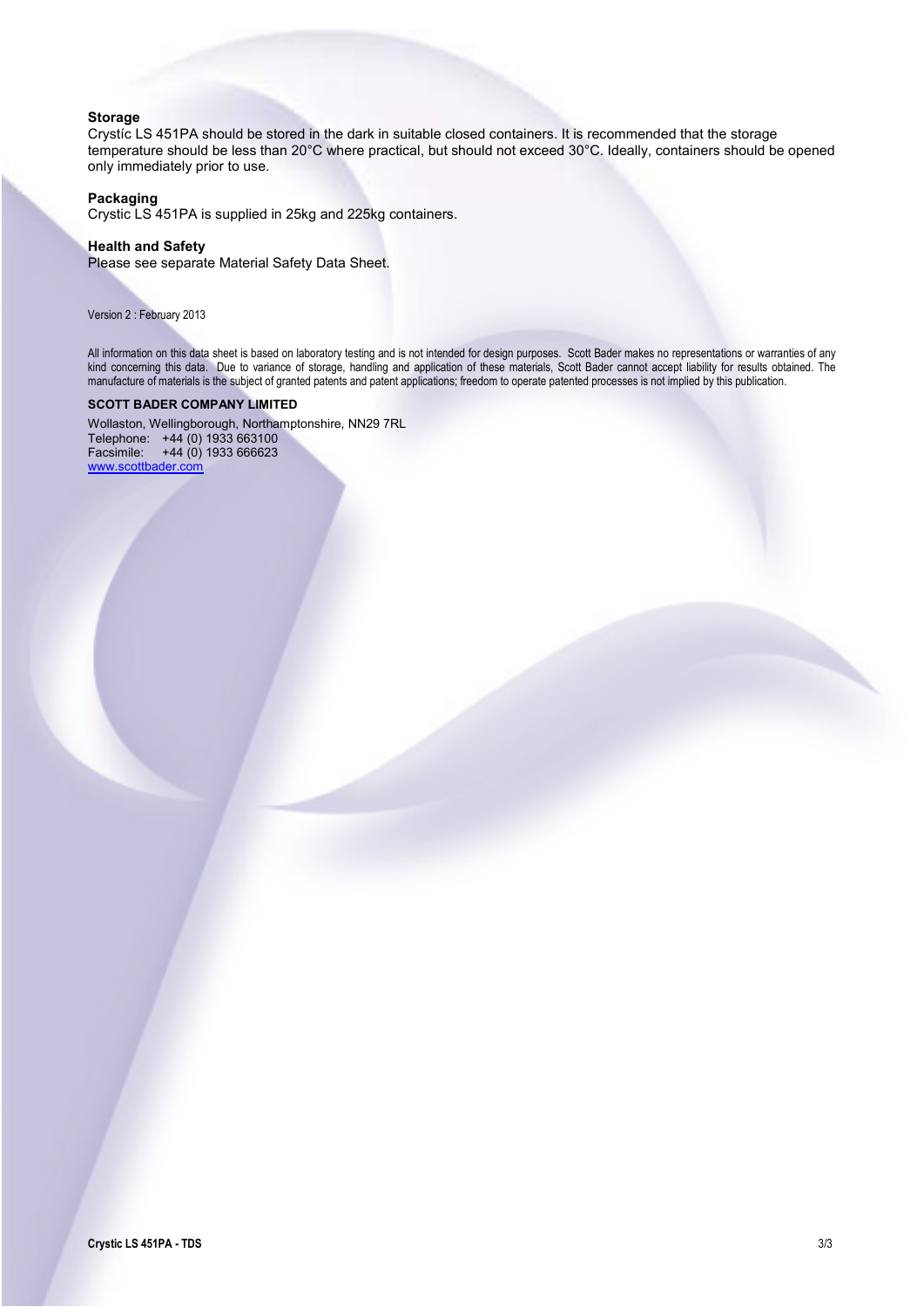## Storage

Crystíc LS 451PA should be stored in the dark in suitable closed containers. It is recommended that the storage temperature should be less than 20°C where practical, but should not exceed 30°C. Ideally, containers should be opened only immediately prior to use.

## Packaging

Crystic LS 451PA is supplied in 25kg and 225kg containers.

## Health and Safety

Please see separate Material Safety Data Sheet.

Version 2 : February 2013

All information on this data sheet is based on laboratory testing and is not intended for design purposes. Scott Bader makes no representations or warranties of any kind concerning this data. Due to variance of storage, handling and application of these materials, Scott Bader cannot accept liability for results obtained. The manufacture of materials is the subject of granted patents and patent applications; freedom to operate patented processes is not implied by this publication.

**SCOTT BADER COMPANY LIMITED**

Wollaston, Wellingborough, Northamptonshire, NN29 7RL
Telephone: +44 (0) 1933 663100
Facsimile: +44 (0) 1933 666623
www.scottbader.com